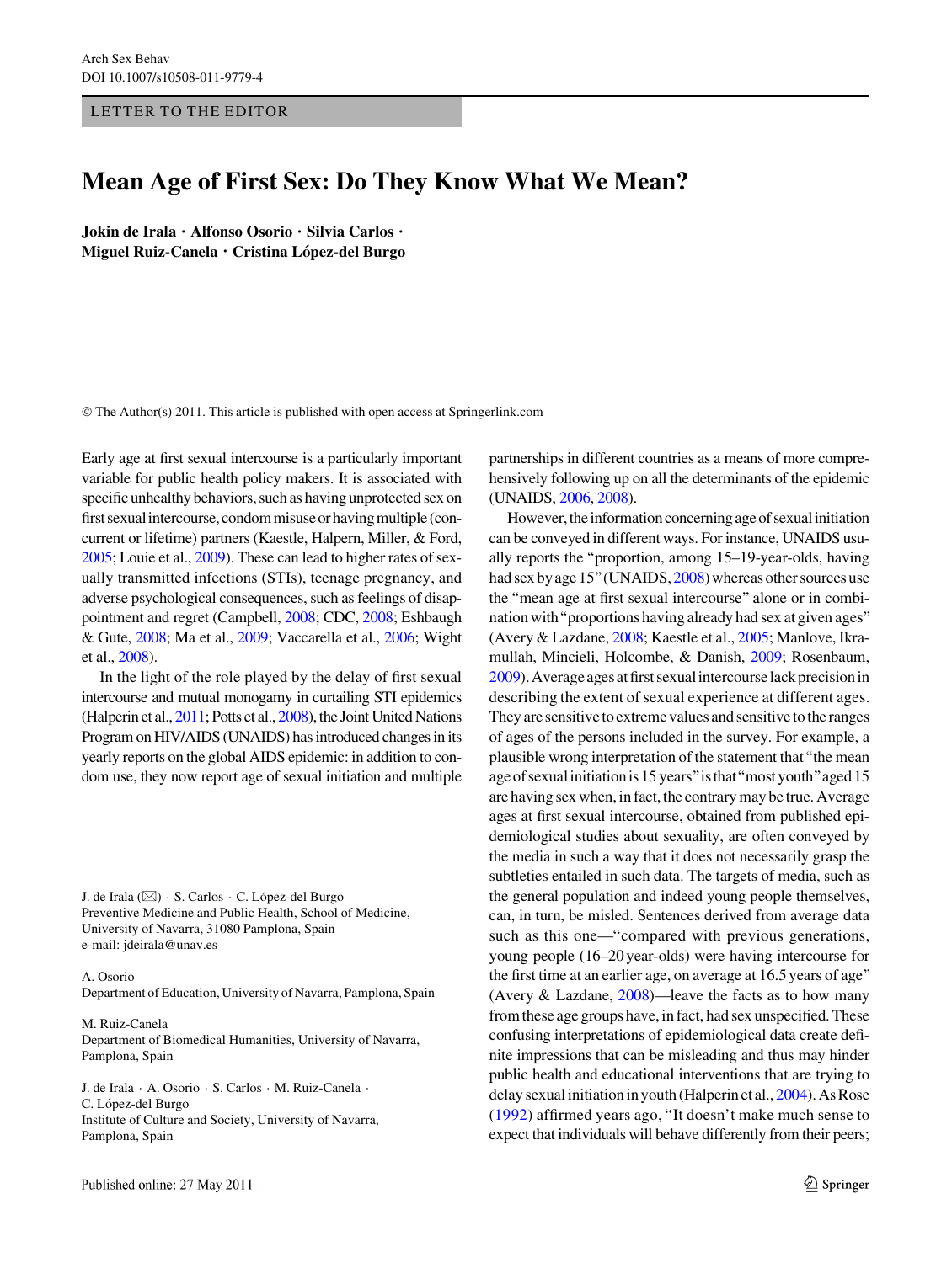LETTER TO THE EDITOR

# Mean Age of First Sex: Do They Know What We Mean?

**Jokin de Irala · Alfonso Osorio · Silvia Carlos · Miguel Ruiz-Canela · Cristina López-del Burgo**

© The Author(s) 2011. This article is published with open access at Springerlink.com

Early age at first sexual intercourse is a particularly important variable for public health policy makers. It is associated with specific unhealthy behaviors, such as having unprotected sex on first sexual intercourse, condom misuse or having multiple (concurrent or lifetime) partners (Kaestle, Halpern, Miller, & Ford, 2005; Louie et al., 2009). These can lead to higher rates of sexually transmitted infections (STIs), teenage pregnancy, and adverse psychological consequences, such as feelings of disappointment and regret (Campbell, 2008; CDC, 2008; Eshbaugh & Gute, 2008; Ma et al., 2009; Vaccarella et al., 2006; Wight et al., 2008).

In the light of the role played by the delay of first sexual intercourse and mutual monogamy in curtailing STI epidemics (Halperin et al., 2011; Potts et al., 2008), the Joint United Nations Program on HIV/AIDS (UNAIDS) has introduced changes in its yearly reports on the global AIDS epidemic: in addition to condom use, they now report age of sexual initiation and multiple partnerships in different countries as a means of more comprehensively following up on all the determinants of the epidemic (UNAIDS, 2006, 2008).

However, the information concerning age of sexual initiation can be conveyed in different ways. For instance, UNAIDS usually reports the "proportion, among 15–19-year-olds, having had sex by age 15" (UNAIDS, 2008) whereas other sources use the "mean age at first sexual intercourse" alone or in combination with "proportions having already had sex at given ages" (Avery & Lazdane, 2008; Kaestle et al., 2005; Manlove, Ikramullah, Mincieli, Holcombe, & Danish, 2009; Rosenbaum, 2009). Average ages at first sexual intercourse lack precision in describing the extent of sexual experience at different ages. They are sensitive to extreme values and sensitive to the ranges of ages of the persons included in the survey. For example, a plausible wrong interpretation of the statement that "the mean age of sexual initiation is 15 years" is that "most youth" aged 15 are having sex when, in fact, the contrary may be true. Average ages at first sexual intercourse, obtained from published epidemiological studies about sexuality, are often conveyed by the media in such a way that it does not necessarily grasp the subtleties entailed in such data. The targets of media, such as the general population and indeed young people themselves, can, in turn, be misled. Sentences derived from average data such as this one—"compared with previous generations, young people (16–20 year-olds) were having intercourse for the first time at an earlier age, on average at 16.5 years of age" (Avery & Lazdane, 2008)—leave the facts as to how many from these age groups have, in fact, had sex unspecified. These confusing interpretations of epidemiological data create definite impressions that can be misleading and thus may hinder public health and educational interventions that are trying to delay sexual initiation in youth (Halperin et al., 2004). As Rose (1992) affirmed years ago, "It doesn't make much sense to expect that individuals will behave differently from their peers;

---

J. de Irala (✉) · S. Carlos · C. López-del Burgo
Preventive Medicine and Public Health, School of Medicine, University of Navarra, 31080 Pamplona, Spain
e-mail: jdeirala@unav.es

A. Osorio
Department of Education, University of Navarra, Pamplona, Spain

M. Ruiz-Canela
Department of Biomedical Humanities, University of Navarra, Pamplona, Spain

J. de Irala · A. Osorio · S. Carlos · M. Ruiz-Canela · C. López-del Burgo
Institute of Culture and Society, University of Navarra, Pamplona, Spain

Published online: 27 May 2011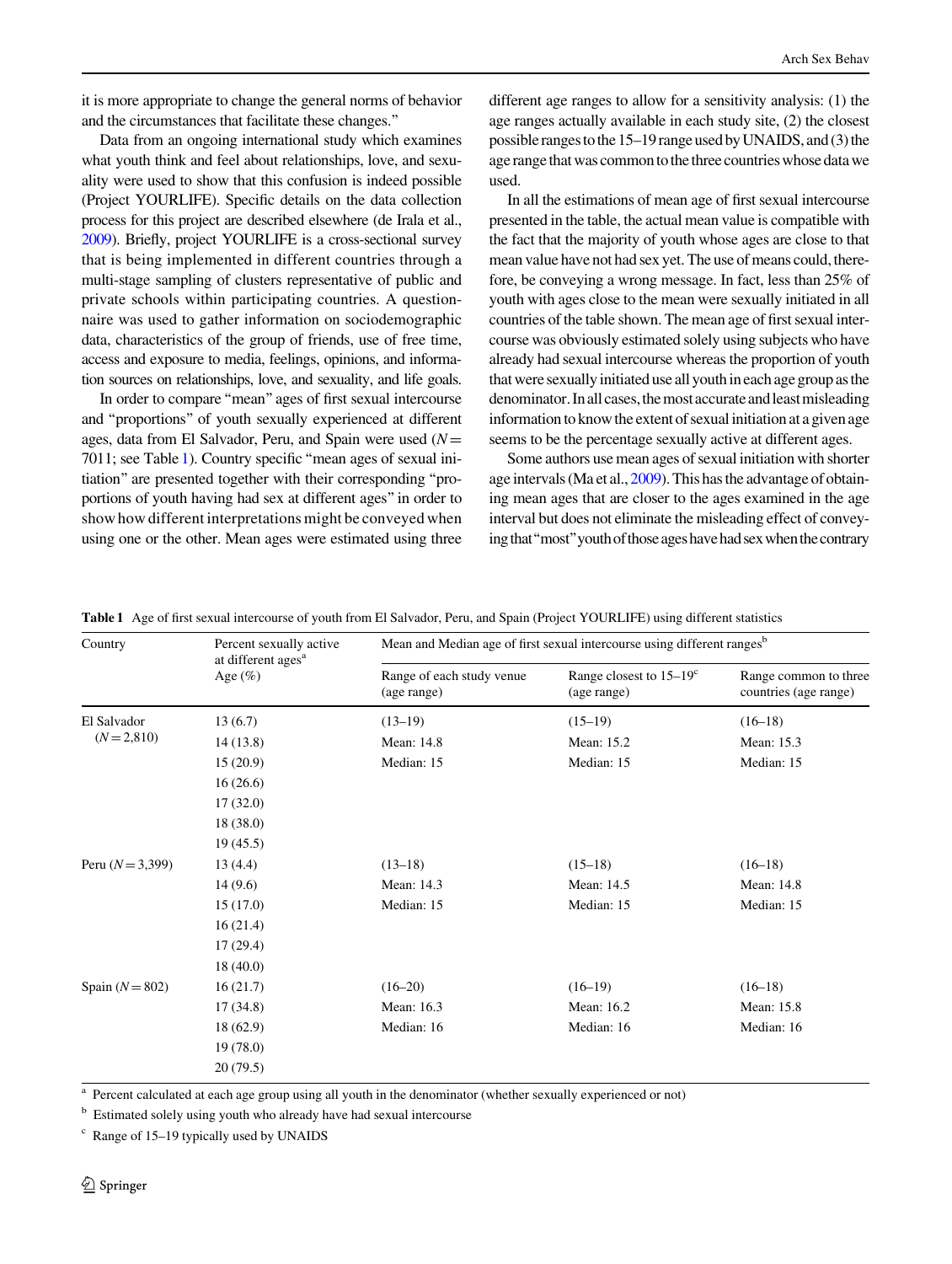it is more appropriate to change the general norms of behavior and the circumstances that facilitate these changes."

Data from an ongoing international study which examines what youth think and feel about relationships, love, and sexuality were used to show that this confusion is indeed possible (Project YOURLIFE). Specific details on the data collection process for this project are described elsewhere (de Irala et al., 2009). Briefly, project YOURLIFE is a cross-sectional survey that is being implemented in different countries through a multi-stage sampling of clusters representative of public and private schools within participating countries. A questionnaire was used to gather information on sociodemographic data, characteristics of the group of friends, use of free time, access and exposure to media, feelings, opinions, and information sources on relationships, love, and sexuality, and life goals.

In order to compare "mean" ages of first sexual intercourse and "proportions" of youth sexually experienced at different ages, data from El Salvador, Peru, and Spain were used ($N = 7011$; see Table 1). Country specific "mean ages of sexual initiation" are presented together with their corresponding "proportions of youth having had sex at different ages" in order to show how different interpretations might be conveyed when using one or the other. Mean ages were estimated using three different age ranges to allow for a sensitivity analysis: (1) the age ranges actually available in each study site, (2) the closest possible ranges to the 15–19 range used by UNAIDS, and (3) the age range that was common to the three countries whose data we used.

In all the estimations of mean age of first sexual intercourse presented in the table, the actual mean value is compatible with the fact that the majority of youth whose ages are close to that mean value have not had sex yet. The use of means could, therefore, be conveying a wrong message. In fact, less than 25% of youth with ages close to the mean were sexually initiated in all countries of the table shown. The mean age of first sexual intercourse was obviously estimated solely using subjects who have already had sexual intercourse whereas the proportion of youth that were sexually initiated use all youth in each age group as the denominator. In all cases, the most accurate and least misleading information to know the extent of sexual initiation at a given age seems to be the percentage sexually active at different ages.

Some authors use mean ages of sexual initiation with shorter age intervals (Ma et al., 2009). This has the advantage of obtaining mean ages that are closer to the ages examined in the age interval but does not eliminate the misleading effect of conveying that "most" youth of those ages have had sex when the contrary

**Table 1** Age of first sexual intercourse of youth from El Salvador, Peru, and Spain (Project YOURLIFE) using different statistics

| Country | Percent sexually active at different ages[a] Age (%) | Mean and Median age of first sexual intercourse using different ranges[b] | | |
|---|---|---|---|---|
| | | Range of each study venue (age range) | Range closest to 15–19[c] (age range) | Range common to three countries (age range) |
| El Salvador ($N = 2,810$) | 13 (6.7) | (13–19) | (15–19) | (16–18) |
| | 14 (13.8) | Mean: 14.8 | Mean: 15.2 | Mean: 15.3 |
| | 15 (20.9) | Median: 15 | Median: 15 | Median: 15 |
| | 16 (26.6) | | | |
| | 17 (32.0) | | | |
| | 18 (38.0) | | | |
| | 19 (45.5) | | | |
| Peru ($N = 3,399$) | 13 (4.4) | (13–18) | (15–18) | (16–18) |
| | 14 (9.6) | Mean: 14.3 | Mean: 14.5 | Mean: 14.8 |
| | 15 (17.0) | Median: 15 | Median: 15 | Median: 15 |
| | 16 (21.4) | | | |
| | 17 (29.4) | | | |
| | 18 (40.0) | | | |
| Spain ($N = 802$) | 16 (21.7) | (16–20) | (16–19) | (16–18) |
| | 17 (34.8) | Mean: 16.3 | Mean: 16.2 | Mean: 15.8 |
| | 18 (62.9) | Median: 16 | Median: 16 | Median: 16 |
| | 19 (78.0) | | | |
| | 20 (79.5) | | | |

[a] Percent calculated at each age group using all youth in the denominator (whether sexually experienced or not)

[b] Estimated solely using youth who already have had sexual intercourse

[c] Range of 15–19 typically used by UNAIDS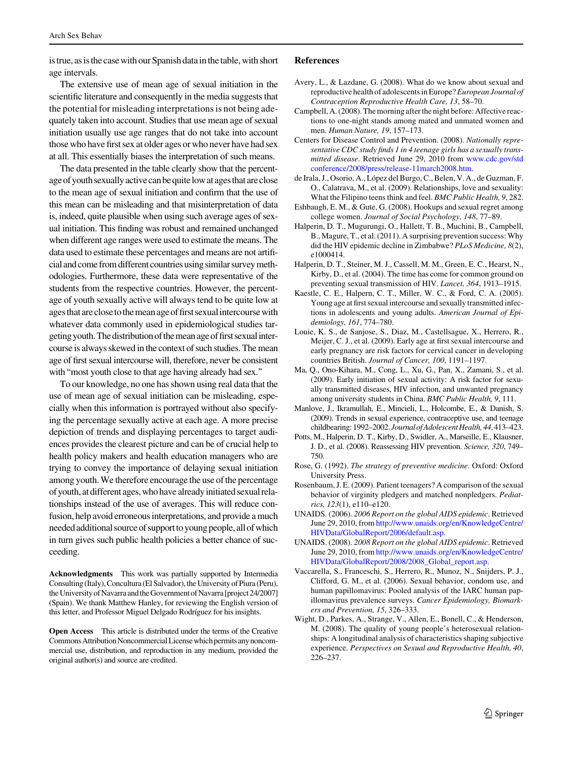is true, as is the case with our Spanish data in the table, with short age intervals.

The extensive use of mean age of sexual initiation in the scientific literature and consequently in the media suggests that the potential for misleading interpretations is not being adequately taken into account. Studies that use mean age of sexual initiation usually use age ranges that do not take into account those who have first sex at older ages or who never have had sex at all. This essentially biases the interpretation of such means.

The data presented in the table clearly show that the percentage of youth sexually active can be quite low at ages that are close to the mean age of sexual initiation and confirm that the use of this mean can be misleading and that misinterpretation of data is, indeed, quite plausible when using such average ages of sexual initiation. This finding was robust and remained unchanged when different age ranges were used to estimate the means. The data used to estimate these percentages and means are not artificial and come from different countries using similar survey methodologies. Furthermore, these data were representative of the students from the respective countries. However, the percentage of youth sexually active will always tend to be quite low at ages that are close to the mean age of first sexual intercourse with whatever data commonly used in epidemiological studies targeting youth. The distribution of the mean age of first sexual intercourse is always skewed in the context of such studies. The mean age of first sexual intercourse will, therefore, never be consistent with "most youth close to that age having already had sex."

To our knowledge, no one has shown using real data that the use of mean age of sexual initiation can be misleading, especially when this information is portrayed without also specifying the percentage sexually active at each age. A more precise depiction of trends and displaying percentages to target audiences provides the clearest picture and can be of crucial help to health policy makers and health education managers who are trying to convey the importance of delaying sexual initiation among youth. We therefore encourage the use of the percentage of youth, at different ages, who have already initiated sexual relationships instead of the use of averages. This will reduce confusion, help avoid erroneous interpretations, and provide a much needed additional source of support to young people, all of which in turn gives such public health policies a better chance of succeeding.

**Acknowledgments** This work was partially supported by Intermedia Consulting (Italy), Concultura (El Salvador), the University of Piura (Peru), the University of Navarra and the Government of Navarra [project 24/2007] (Spain). We thank Matthew Hanley, for reviewing the English version of this letter, and Professor Miguel Delgado Rodríguez for his insights.

**Open Access** This article is distributed under the terms of the Creative Commons Attribution Noncommercial License which permits any noncommercial use, distribution, and reproduction in any medium, provided the original author(s) and source are credited.

## References

Avery, L., & Lazdane, G. (2008). What do we know about sexual and reproductive health of adolescents in Europe? *European Journal of Contraception Reproductive Health Care, 13*, 58–70.

Campbell, A. (2008). The morning after the night before: Affective reactions to one-night stands among mated and unmated women and men. *Human Nature, 19*, 157–173.

Centers for Disease Control and Prevention. (2008). *Nationally representative CDC study finds 1 in 4 teenage girls has a sexually transmitted disease*. Retrieved June 29, 2010 from www.cdc.gov/std conference/2008/press/release-11march2008.htm.

de Irala, J., Osorio, A., López del Burgo, C., Belen, V. A., de Guzman, F. O., Calatrava, M., et al. (2009). Relationships, love and sexuality: What the Filipino teens think and feel. *BMC Public Health, 9*, 282.

Eshbaugh, E. M., & Gute, G. (2008). Hookups and sexual regret among college women. *Journal of Social Psychology, 148*, 77–89.

Halperin, D. T., Mugurungi, O., Hallett, T. B., Muchini, B., Campbell, B., Magure, T., et al. (2011). A surprising prevention success: Why did the HIV epidemic decline in Zimbabwe? *PLoS Medicine, 8*(2), e1000414.

Halperin, D. T., Steiner, M. J., Cassell, M. M., Green, E. C., Hearst, N., Kirby, D., et al. (2004). The time has come for common ground on preventing sexual transmission of HIV. *Lancet, 364*, 1913–1915.

Kaestle, C. E., Halpern, C. T., Miller, W. C., & Ford, C. A. (2005). Young age at first sexual intercourse and sexually transmitted infections in adolescents and young adults. *American Journal of Epidemiology, 161*, 774–780.

Louie, K. S., de Sanjose, S., Diaz, M., Castellsague, X., Herrero, R., Meijer, C. J., et al. (2009). Early age at first sexual intercourse and early pregnancy are risk factors for cervical cancer in developing countries British. *Journal of Cancer, 100*, 1191–1197.

Ma, Q., Ono-Kihara, M., Cong, L., Xu, G., Pan, X., Zamani, S., et al. (2009). Early initiation of sexual activity: A risk factor for sexually transmitted diseases, HIV infection, and unwanted pregnancy among university students in China. *BMC Public Health, 9*, 111.

Manlove, J., Ikramullah, E., Mincieli, L., Holcombe, E., & Danish, S. (2009). Trends in sexual experience, contraceptive use, and teenage childbearing: 1992–2002. *Journal of Adolescent Health, 44*, 413–423.

Potts, M., Halperin, D. T., Kirby, D., Swidler, A., Marseille, E., Klausner, J. D., et al. (2008). Reassessing HIV prevention. *Science, 320*, 749–750.

Rose, G. (1992). *The strategy of preventive medicine*. Oxford: Oxford University Press.

Rosenbaum, J. E. (2009). Patient teenagers? A comparison of the sexual behavior of virginity pledgers and matched nonpledgers. *Pediatrics, 123*(1), e110–e120.

UNAIDS. (2006). *2006 Report on the global AIDS epidemic*. Retrieved June 29, 2010, from http://www.unaids.org/en/KnowledgeCentre/HIVData/GlobalReport/2006/default.asp.

UNAIDS. (2008). *2008 Report on the global AIDS epidemic*. Retrieved June 29, 2010, from http://www.unaids.org/en/KnowledgeCentre/HIVData/GlobalReport/2008/2008_Global_report.asp.

Vaccarella, S., Franceschi, S., Herrero, R., Munoz, N., Snijders, P. J., Clifford, G. M., et al. (2006). Sexual behavior, condom use, and human papillomavirus: Pooled analysis of the IARC human papillomavirus prevalence surveys. *Cancer Epidemiology, Biomarkers and Prevention, 15*, 326–333.

Wight, D., Parkes, A., Strange, V., Allen, E., Bonell, C., & Henderson, M. (2008). The quality of young people's heterosexual relationships: A longitudinal analysis of characteristics shaping subjective experience. *Perspectives on Sexual and Reproductive Health, 40*, 226–237.